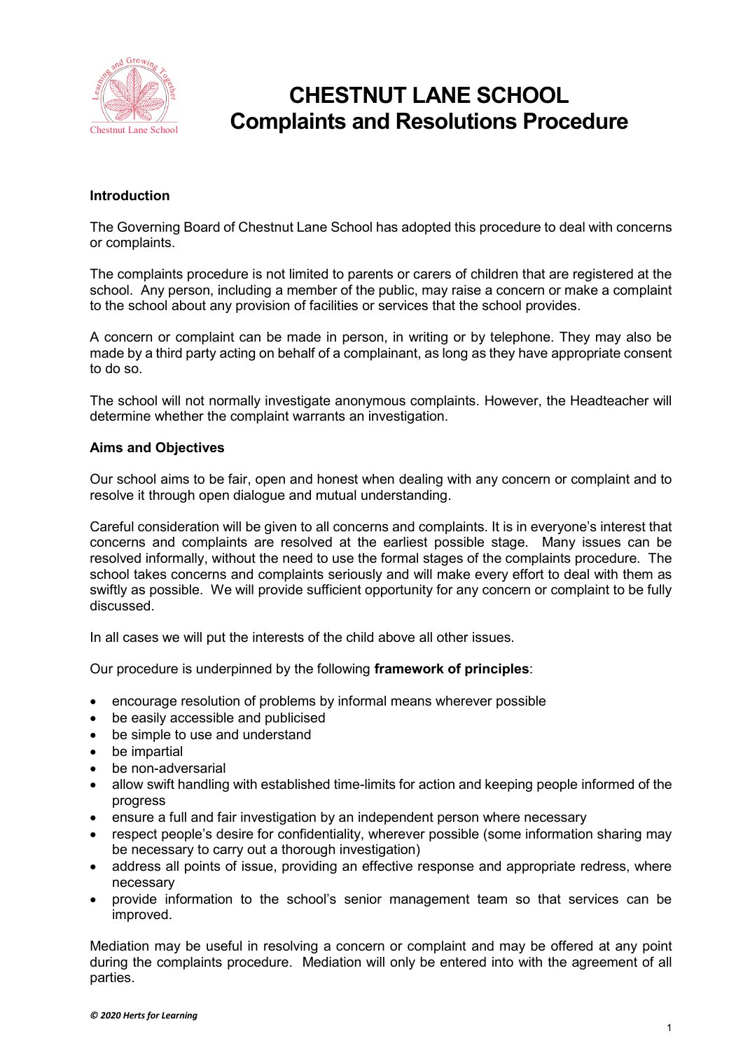# CHESTNUT LANE SCHOOL
# Complaints and Resolutions Procedure

**Introduction**

The Governing Board of Chestnut Lane School has adopted this procedure to deal with concerns or complaints.

The complaints procedure is not limited to parents or carers of children that are registered at the school. Any person, including a member of the public, may raise a concern or make a complaint to the school about any provision of facilities or services that the school provides.

A concern or complaint can be made in person, in writing or by telephone. They may also be made by a third party acting on behalf of a complainant, as long as they have appropriate consent to do so.

The school will not normally investigate anonymous complaints. However, the Headteacher will determine whether the complaint warrants an investigation.

**Aims and Objectives**

Our school aims to be fair, open and honest when dealing with any concern or complaint and to resolve it through open dialogue and mutual understanding.

Careful consideration will be given to all concerns and complaints. It is in everyone's interest that concerns and complaints are resolved at the earliest possible stage. Many issues can be resolved informally, without the need to use the formal stages of the complaints procedure. The school takes concerns and complaints seriously and will make every effort to deal with them as swiftly as possible. We will provide sufficient opportunity for any concern or complaint to be fully discussed.

In all cases we will put the interests of the child above all other issues.

Our procedure is underpinned by the following **framework of principles**:

- encourage resolution of problems by informal means wherever possible
- be easily accessible and publicised
- be simple to use and understand
- be impartial
- be non-adversarial
- allow swift handling with established time-limits for action and keeping people informed of the progress
- ensure a full and fair investigation by an independent person where necessary
- respect people's desire for confidentiality, wherever possible (some information sharing may be necessary to carry out a thorough investigation)
- address all points of issue, providing an effective response and appropriate redress, where necessary
- provide information to the school's senior management team so that services can be improved.

Mediation may be useful in resolving a concern or complaint and may be offered at any point during the complaints procedure. Mediation will only be entered into with the agreement of all parties.

***© 2020 Herts for Learning***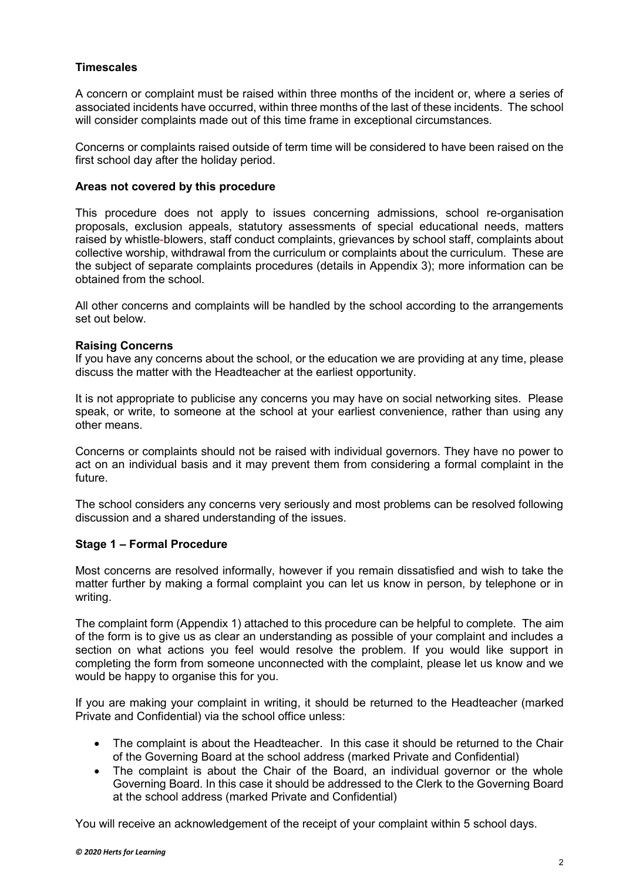## Timescales

A concern or complaint must be raised within three months of the incident or, where a series of associated incidents have occurred, within three months of the last of these incidents. The school will consider complaints made out of this time frame in exceptional circumstances.

Concerns or complaints raised outside of term time will be considered to have been raised on the first school day after the holiday period.

## Areas not covered by this procedure

This procedure does not apply to issues concerning admissions, school re-organisation proposals, exclusion appeals, statutory assessments of special educational needs, matters raised by whistle-blowers, staff conduct complaints, grievances by school staff, complaints about collective worship, withdrawal from the curriculum or complaints about the curriculum. These are the subject of separate complaints procedures (details in Appendix 3); more information can be obtained from the school.

All other concerns and complaints will be handled by the school according to the arrangements set out below.

## Raising Concerns

If you have any concerns about the school, or the education we are providing at any time, please discuss the matter with the Headteacher at the earliest opportunity.

It is not appropriate to publicise any concerns you may have on social networking sites. Please speak, or write, to someone at the school at your earliest convenience, rather than using any other means.

Concerns or complaints should not be raised with individual governors. They have no power to act on an individual basis and it may prevent them from considering a formal complaint in the future.

The school considers any concerns very seriously and most problems can be resolved following discussion and a shared understanding of the issues.

## Stage 1 – Formal Procedure

Most concerns are resolved informally, however if you remain dissatisfied and wish to take the matter further by making a formal complaint you can let us know in person, by telephone or in writing.

The complaint form (Appendix 1) attached to this procedure can be helpful to complete. The aim of the form is to give us as clear an understanding as possible of your complaint and includes a section on what actions you feel would resolve the problem. If you would like support in completing the form from someone unconnected with the complaint, please let us know and we would be happy to organise this for you.

If you are making your complaint in writing, it should be returned to the Headteacher (marked Private and Confidential) via the school office unless:

- The complaint is about the Headteacher. In this case it should be returned to the Chair of the Governing Board at the school address (marked Private and Confidential)
- The complaint is about the Chair of the Board, an individual governor or the whole Governing Board. In this case it should be addressed to the Clerk to the Governing Board at the school address (marked Private and Confidential)

You will receive an acknowledgement of the receipt of your complaint within 5 school days.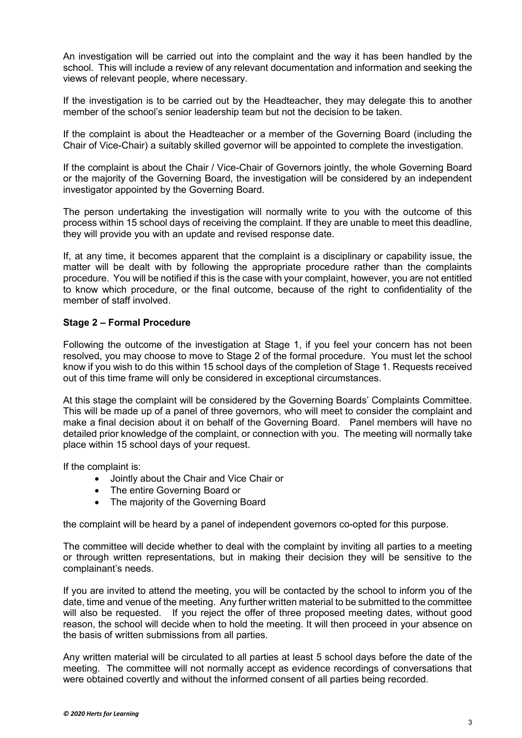An investigation will be carried out into the complaint and the way it has been handled by the school. This will include a review of any relevant documentation and information and seeking the views of relevant people, where necessary.

If the investigation is to be carried out by the Headteacher, they may delegate this to another member of the school's senior leadership team but not the decision to be taken.

If the complaint is about the Headteacher or a member of the Governing Board (including the Chair of Vice-Chair) a suitably skilled governor will be appointed to complete the investigation.

If the complaint is about the Chair / Vice-Chair of Governors jointly, the whole Governing Board or the majority of the Governing Board, the investigation will be considered by an independent investigator appointed by the Governing Board.

The person undertaking the investigation will normally write to you with the outcome of this process within 15 school days of receiving the complaint. If they are unable to meet this deadline, they will provide you with an update and revised response date.

If, at any time, it becomes apparent that the complaint is a disciplinary or capability issue, the matter will be dealt with by following the appropriate procedure rather than the complaints procedure. You will be notified if this is the case with your complaint, however, you are not entitled to know which procedure, or the final outcome, because of the right to confidentiality of the member of staff involved.

### Stage 2 – Formal Procedure

Following the outcome of the investigation at Stage 1, if you feel your concern has not been resolved, you may choose to move to Stage 2 of the formal procedure. You must let the school know if you wish to do this within 15 school days of the completion of Stage 1. Requests received out of this time frame will only be considered in exceptional circumstances.

At this stage the complaint will be considered by the Governing Boards' Complaints Committee. This will be made up of a panel of three governors, who will meet to consider the complaint and make a final decision about it on behalf of the Governing Board. Panel members will have no detailed prior knowledge of the complaint, or connection with you. The meeting will normally take place within 15 school days of your request.

If the complaint is:

- Jointly about the Chair and Vice Chair or
- The entire Governing Board or
- The majority of the Governing Board

the complaint will be heard by a panel of independent governors co-opted for this purpose.

The committee will decide whether to deal with the complaint by inviting all parties to a meeting or through written representations, but in making their decision they will be sensitive to the complainant's needs.

If you are invited to attend the meeting, you will be contacted by the school to inform you of the date, time and venue of the meeting. Any further written material to be submitted to the committee will also be requested. If you reject the offer of three proposed meeting dates, without good reason, the school will decide when to hold the meeting. It will then proceed in your absence on the basis of written submissions from all parties.

Any written material will be circulated to all parties at least 5 school days before the date of the meeting. The committee will not normally accept as evidence recordings of conversations that were obtained covertly and without the informed consent of all parties being recorded.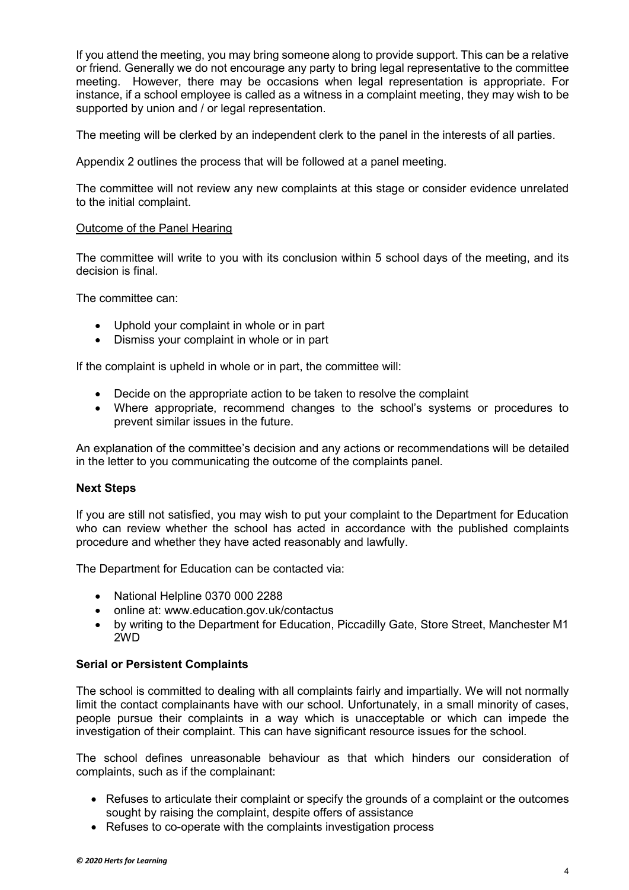If you attend the meeting, you may bring someone along to provide support. This can be a relative or friend. Generally we do not encourage any party to bring legal representative to the committee meeting. However, there may be occasions when legal representation is appropriate. For instance, if a school employee is called as a witness in a complaint meeting, they may wish to be supported by union and / or legal representation.

The meeting will be clerked by an independent clerk to the panel in the interests of all parties.

Appendix 2 outlines the process that will be followed at a panel meeting.

The committee will not review any new complaints at this stage or consider evidence unrelated to the initial complaint.

<u>Outcome of the Panel Hearing</u>

The committee will write to you with its conclusion within 5 school days of the meeting, and its decision is final.

The committee can:

- Uphold your complaint in whole or in part
- Dismiss your complaint in whole or in part

If the complaint is upheld in whole or in part, the committee will:

- Decide on the appropriate action to be taken to resolve the complaint
- Where appropriate, recommend changes to the school's systems or procedures to prevent similar issues in the future.

An explanation of the committee's decision and any actions or recommendations will be detailed in the letter to you communicating the outcome of the complaints panel.

**Next Steps**

If you are still not satisfied, you may wish to put your complaint to the Department for Education who can review whether the school has acted in accordance with the published complaints procedure and whether they have acted reasonably and lawfully.

The Department for Education can be contacted via:

- National Helpline 0370 000 2288
- online at: www.education.gov.uk/contactus
- by writing to the Department for Education, Piccadilly Gate, Store Street, Manchester M1 2WD

**Serial or Persistent Complaints**

The school is committed to dealing with all complaints fairly and impartially. We will not normally limit the contact complainants have with our school. Unfortunately, in a small minority of cases, people pursue their complaints in a way which is unacceptable or which can impede the investigation of their complaint. This can have significant resource issues for the school.

The school defines unreasonable behaviour as that which hinders our consideration of complaints, such as if the complainant:

- Refuses to articulate their complaint or specify the grounds of a complaint or the outcomes sought by raising the complaint, despite offers of assistance
- Refuses to co-operate with the complaints investigation process

*© 2020 Herts for Learning*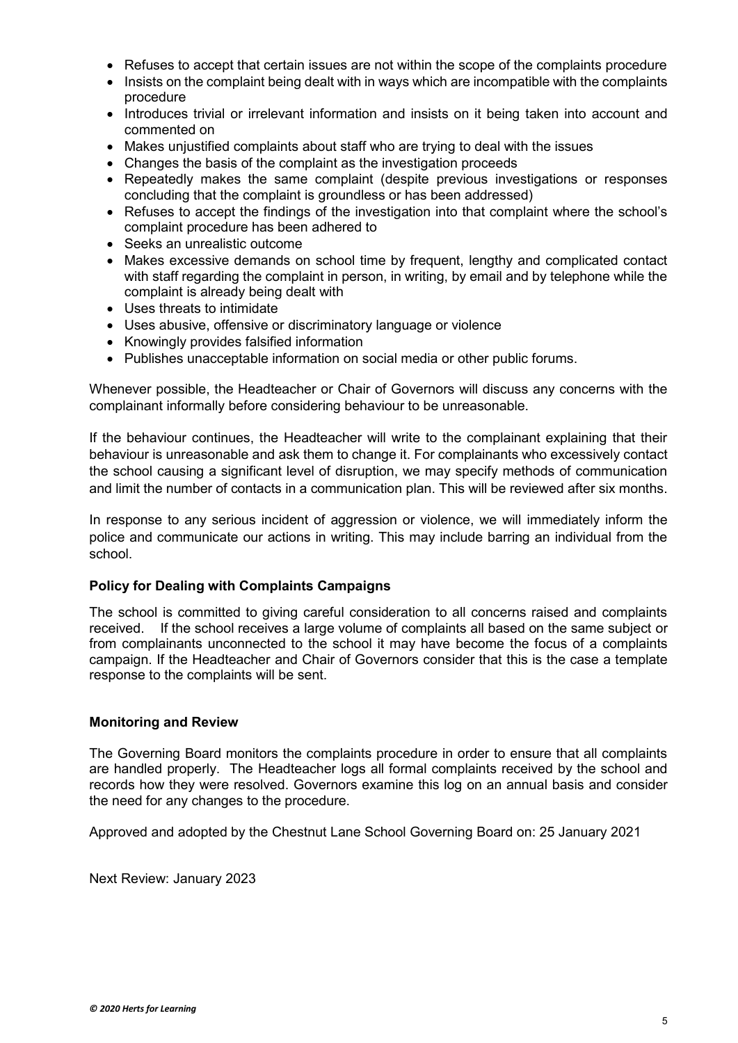- Refuses to accept that certain issues are not within the scope of the complaints procedure
- Insists on the complaint being dealt with in ways which are incompatible with the complaints procedure
- Introduces trivial or irrelevant information and insists on it being taken into account and commented on
- Makes unjustified complaints about staff who are trying to deal with the issues
- Changes the basis of the complaint as the investigation proceeds
- Repeatedly makes the same complaint (despite previous investigations or responses concluding that the complaint is groundless or has been addressed)
- Refuses to accept the findings of the investigation into that complaint where the school's complaint procedure has been adhered to
- Seeks an unrealistic outcome
- Makes excessive demands on school time by frequent, lengthy and complicated contact with staff regarding the complaint in person, in writing, by email and by telephone while the complaint is already being dealt with
- Uses threats to intimidate
- Uses abusive, offensive or discriminatory language or violence
- Knowingly provides falsified information
- Publishes unacceptable information on social media or other public forums.

Whenever possible, the Headteacher or Chair of Governors will discuss any concerns with the complainant informally before considering behaviour to be unreasonable.

If the behaviour continues, the Headteacher will write to the complainant explaining that their behaviour is unreasonable and ask them to change it. For complainants who excessively contact the school causing a significant level of disruption, we may specify methods of communication and limit the number of contacts in a communication plan. This will be reviewed after six months.

In response to any serious incident of aggression or violence, we will immediately inform the police and communicate our actions in writing. This may include barring an individual from the school.

**Policy for Dealing with Complaints Campaigns**

The school is committed to giving careful consideration to all concerns raised and complaints received. If the school receives a large volume of complaints all based on the same subject or from complainants unconnected to the school it may have become the focus of a complaints campaign. If the Headteacher and Chair of Governors consider that this is the case a template response to the complaints will be sent.

**Monitoring and Review**

The Governing Board monitors the complaints procedure in order to ensure that all complaints are handled properly. The Headteacher logs all formal complaints received by the school and records how they were resolved. Governors examine this log on an annual basis and consider the need for any changes to the procedure.

Approved and adopted by the Chestnut Lane School Governing Board on: 25 January 2021

Next Review: January 2023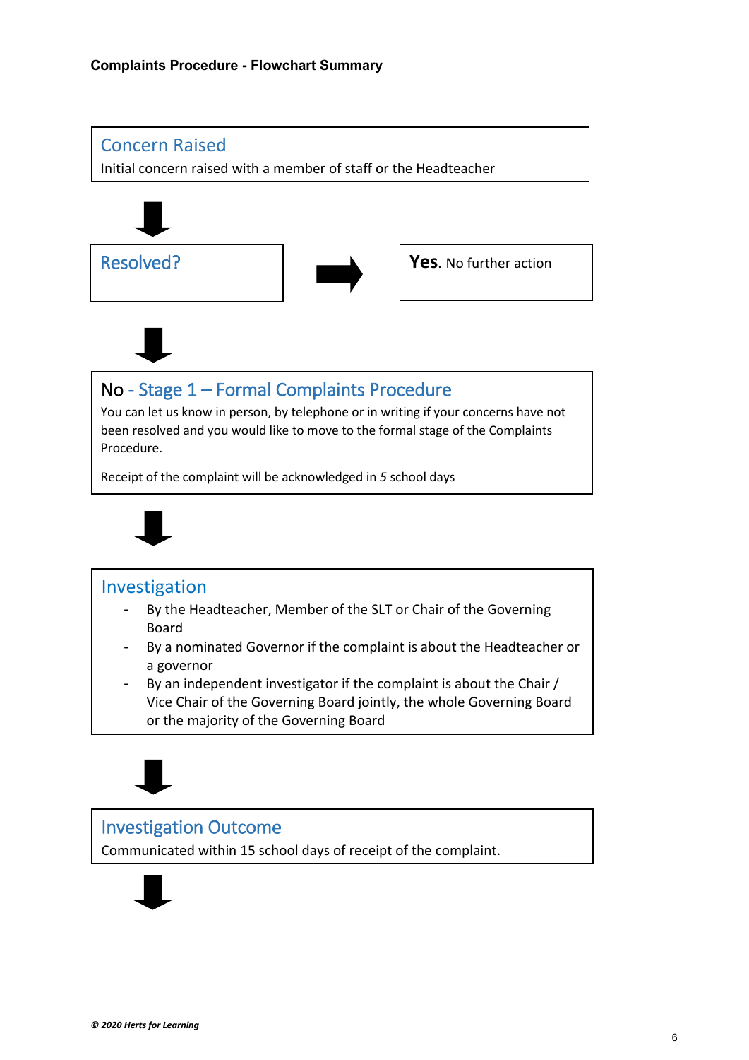**Complaints Procedure - Flowchart Summary**

### Concern Raised

Initial concern raised with a member of staff or the Headteacher

### Resolved?

**Yes**. No further action

### No - Stage 1 – Formal Complaints Procedure

You can let us know in person, by telephone or in writing if your concerns have not been resolved and you would like to move to the formal stage of the Complaints Procedure.

Receipt of the complaint will be acknowledged in *5* school days

### Investigation

- By the Headteacher, Member of the SLT or Chair of the Governing Board
- By a nominated Governor if the complaint is about the Headteacher or a governor
- By an independent investigator if the complaint is about the Chair / Vice Chair of the Governing Board jointly, the whole Governing Board or the majority of the Governing Board

### Investigation Outcome

Communicated within 15 school days of receipt of the complaint.

***© 2020 Herts for Learning***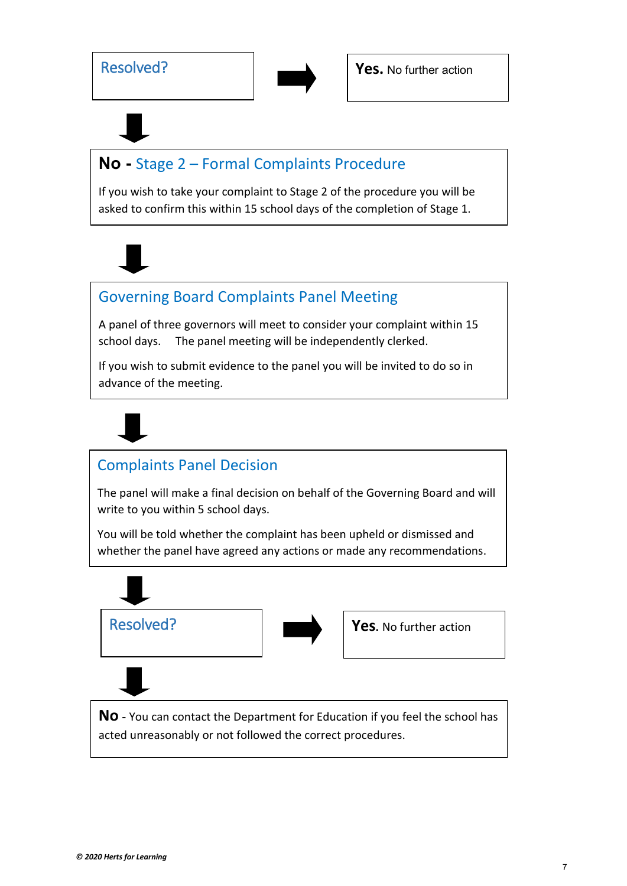**Resolved?** → **Yes.** No further action

↓

**No -** Stage 2 – Formal Complaints Procedure

If you wish to take your complaint to Stage 2 of the procedure you will be asked to confirm this within 15 school days of the completion of Stage 1.

↓

**Governing Board Complaints Panel Meeting**

A panel of three governors will meet to consider your complaint within 15 school days. The panel meeting will be independently clerked.

If you wish to submit evidence to the panel you will be invited to do so in advance of the meeting.

↓

**Complaints Panel Decision**

The panel will make a final decision on behalf of the Governing Board and will write to you within 5 school days.

You will be told whether the complaint has been upheld or dismissed and whether the panel have agreed any actions or made any recommendations.

↓

**Resolved?** → **Yes.** No further action

↓

**No** - You can contact the Department for Education if you feel the school has acted unreasonably or not followed the correct procedures.

*© 2020 Herts for Learning*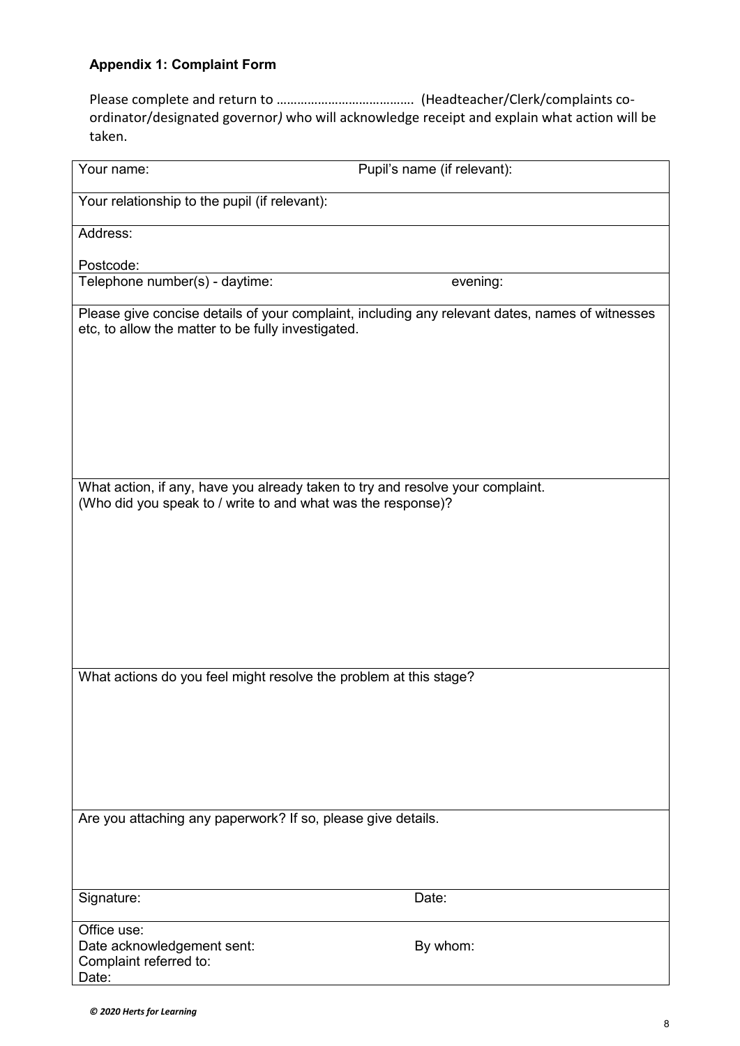### Appendix 1: Complaint Form

Please complete and return to ………………………………… (Headteacher/Clerk/complaints co-ordinator/designated governor*)* who will acknowledge receipt and explain what action will be taken.

| Your name: | Pupil's name (if relevant): |
|---|---|
| Your relationship to the pupil (if relevant): | |
| Address:<br><br>Postcode: | |
| Telephone number(s) - daytime: | evening: |
| Please give concise details of your complaint, including any relevant dates, names of witnesses etc, to allow the matter to be fully investigated. | |
| What action, if any, have you already taken to try and resolve your complaint.<br>(Who did you speak to / write to and what was the response)? | |
| What actions do you feel might resolve the problem at this stage? | |
| Are you attaching any paperwork? If so, please give details. | |
| Signature: | Date: |
| Office use:<br>Date acknowledgement sent:<br>Complaint referred to:<br>Date: | <br>By whom: |

***© 2020 Herts for Learning***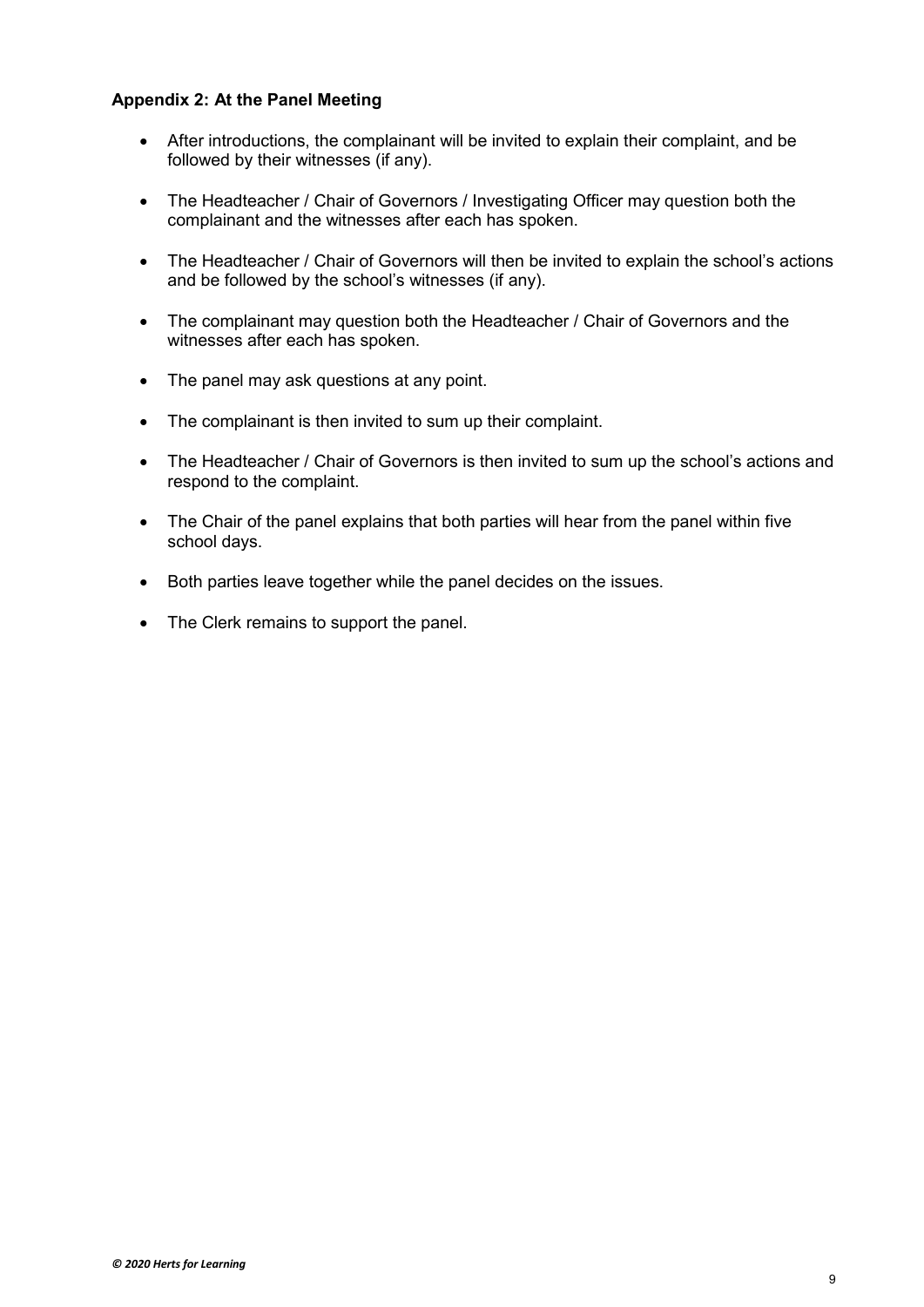**Appendix 2: At the Panel Meeting**

- After introductions, the complainant will be invited to explain their complaint, and be followed by their witnesses (if any).
- The Headteacher / Chair of Governors / Investigating Officer may question both the complainant and the witnesses after each has spoken.
- The Headteacher / Chair of Governors will then be invited to explain the school's actions and be followed by the school's witnesses (if any).
- The complainant may question both the Headteacher / Chair of Governors and the witnesses after each has spoken.
- The panel may ask questions at any point.
- The complainant is then invited to sum up their complaint.
- The Headteacher / Chair of Governors is then invited to sum up the school's actions and respond to the complaint.
- The Chair of the panel explains that both parties will hear from the panel within five school days.
- Both parties leave together while the panel decides on the issues.
- The Clerk remains to support the panel.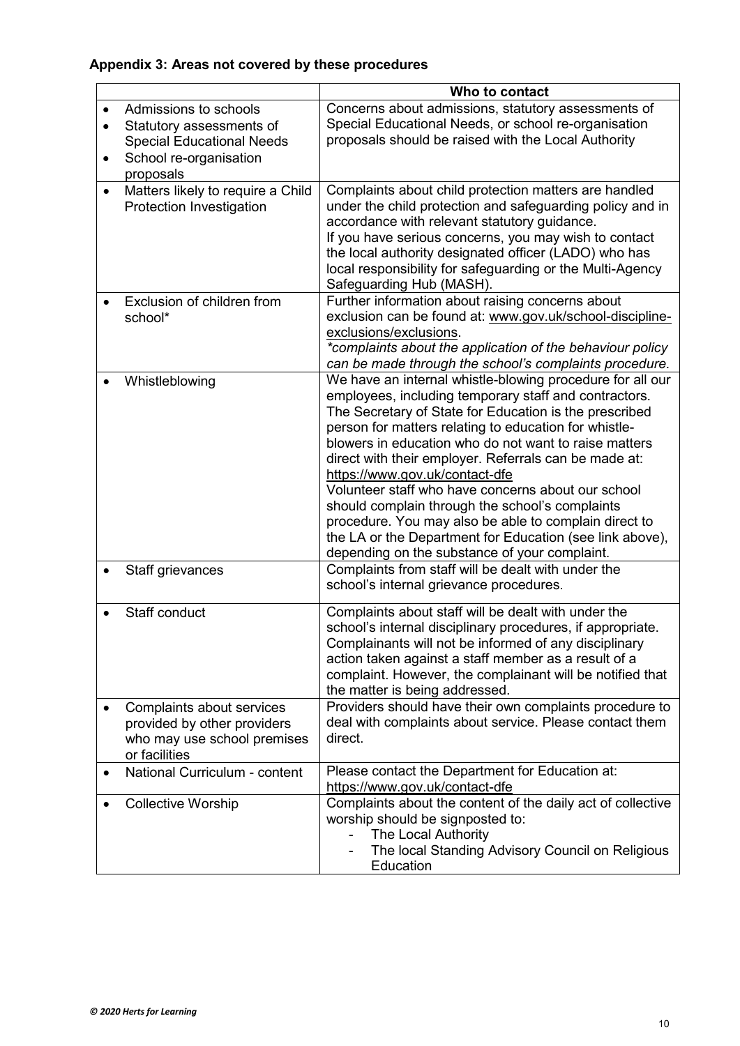## Appendix 3: Areas not covered by these procedures

| | Who to contact |
|---|---|
| • Admissions to schools<br>• Statutory assessments of Special Educational Needs<br>• School re-organisation proposals | Concerns about admissions, statutory assessments of Special Educational Needs, or school re-organisation proposals should be raised with the Local Authority |
| • Matters likely to require a Child Protection Investigation | Complaints about child protection matters are handled under the child protection and safeguarding policy and in accordance with relevant statutory guidance.<br>If you have serious concerns, you may wish to contact the local authority designated officer (LADO) who has local responsibility for safeguarding or the Multi-Agency Safeguarding Hub (MASH). |
| • Exclusion of children from school* | Further information about raising concerns about exclusion can be found at: www.gov.uk/school-discipline-exclusions/exclusions.<br>*\*complaints about the application of the behaviour policy can be made through the school's complaints procedure.* |
| • Whistleblowing | We have an internal whistle-blowing procedure for all our employees, including temporary staff and contractors.<br>The Secretary of State for Education is the prescribed person for matters relating to education for whistle-blowers in education who do not want to raise matters direct with their employer. Referrals can be made at: https://www.gov.uk/contact-dfe<br>Volunteer staff who have concerns about our school should complain through the school's complaints procedure. You may also be able to complain direct to the LA or the Department for Education (see link above), depending on the substance of your complaint. |
| • Staff grievances | Complaints from staff will be dealt with under the school's internal grievance procedures. |
| • Staff conduct | Complaints about staff will be dealt with under the school's internal disciplinary procedures, if appropriate.<br>Complainants will not be informed of any disciplinary action taken against a staff member as a result of a complaint. However, the complainant will be notified that the matter is being addressed. |
| • Complaints about services provided by other providers who may use school premises or facilities | Providers should have their own complaints procedure to deal with complaints about service. Please contact them direct. |
| • National Curriculum - content | Please contact the Department for Education at: https://www.gov.uk/contact-dfe |
| • Collective Worship | Complaints about the content of the daily act of collective worship should be signposted to:<br>- The Local Authority<br>- The local Standing Advisory Council on Religious Education |

*© 2020 Herts for Learning*